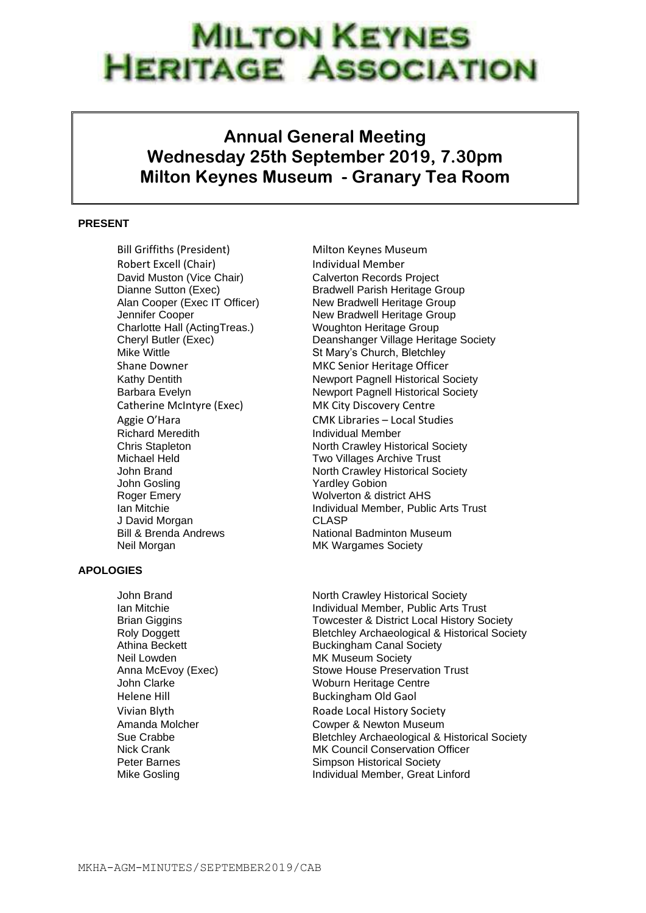# MILTON KEYNES HERITAGE ASSOCIATION

## Annual General Meeting
## Wednesday 25th September 2019, 7.30pm
## Milton Keynes Museum - Granary Tea Room

**PRESENT**

| | |
|---|---|
| Bill Griffiths (President) | Milton Keynes Museum |
| Robert Excell (Chair) | Individual Member |
| David Muston (Vice Chair) | Calverton Records Project |
| Dianne Sutton (Exec) | Bradwell Parish Heritage Group |
| Alan Cooper (Exec IT Officer) | New Bradwell Heritage Group |
| Jennifer Cooper | New Bradwell Heritage Group |
| Charlotte Hall (ActingTreas.) | Woughton Heritage Group |
| Cheryl Butler (Exec) | Deanshanger Village Heritage Society |
| Mike Wittle | St Mary's Church, Bletchley |
| Shane Downer | MKC Senior Heritage Officer |
| Kathy Dentith | Newport Pagnell Historical Society |
| Barbara Evelyn | Newport Pagnell Historical Society |
| Catherine McIntyre (Exec) | MK City Discovery Centre |
| Aggie O'Hara | CMK Libraries – Local Studies |
| Richard Meredith | Individual Member |
| Chris Stapleton | North Crawley Historical Society |
| Michael Held | Two Villages Archive Trust |
| John Brand | North Crawley Historical Society |
| John Gosling | Yardley Gobion |
| Roger Emery | Wolverton & district AHS |
| Ian Mitchie | Individual Member, Public Arts Trust |
| J David Morgan | CLASP |
| Bill & Brenda Andrews | National Badminton Museum |
| Neil Morgan | MK Wargames Society |

**APOLOGIES**

| | |
|---|---|
| John Brand | North Crawley Historical Society |
| Ian Mitchie | Individual Member, Public Arts Trust |
| Brian Giggins | Towcester & District Local History Society |
| Roly Doggett | Bletchley Archaeological & Historical Society |
| Athina Beckett | Buckingham Canal Society |
| Neil Lowden | MK Museum Society |
| Anna McEvoy (Exec) | Stowe House Preservation Trust |
| John Clarke | Woburn Heritage Centre |
| Helene Hill | Buckingham Old Gaol |
| Vivian Blyth | Roade Local History Society |
| Amanda Molcher | Cowper & Newton Museum |
| Sue Crabbe | Bletchley Archaeological & Historical Society |
| Nick Crank | MK Council Conservation Officer |
| Peter Barnes | Simpson Historical Society |
| Mike Gosling | Individual Member, Great Linford |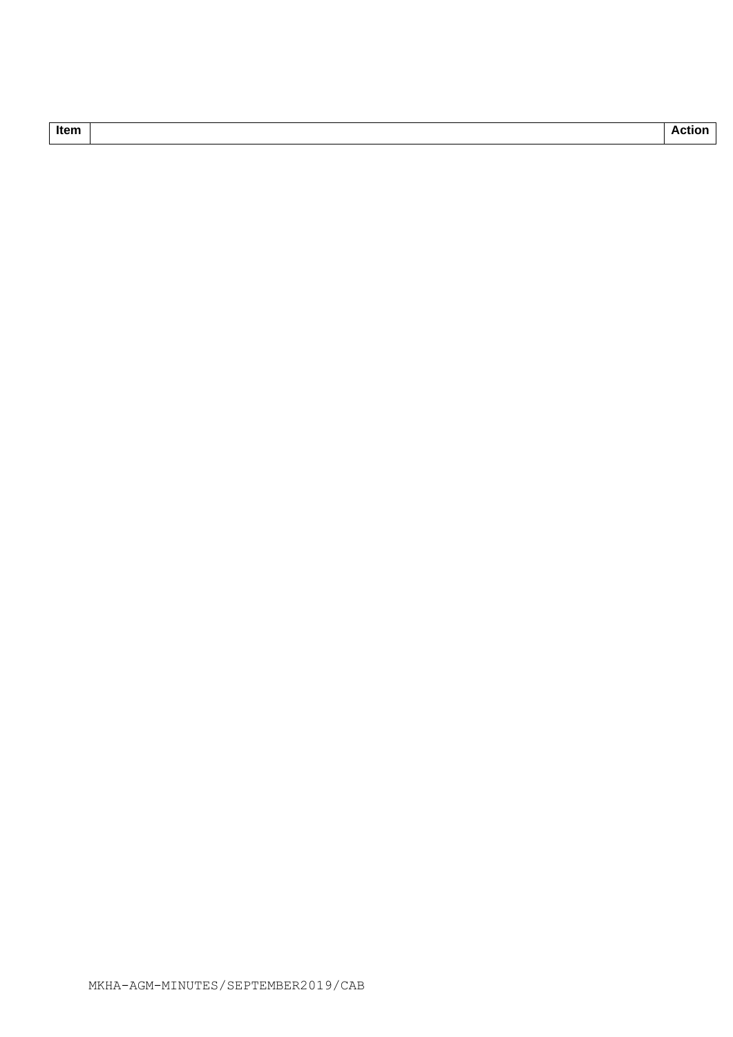| Item | | Action |
|---|---|---|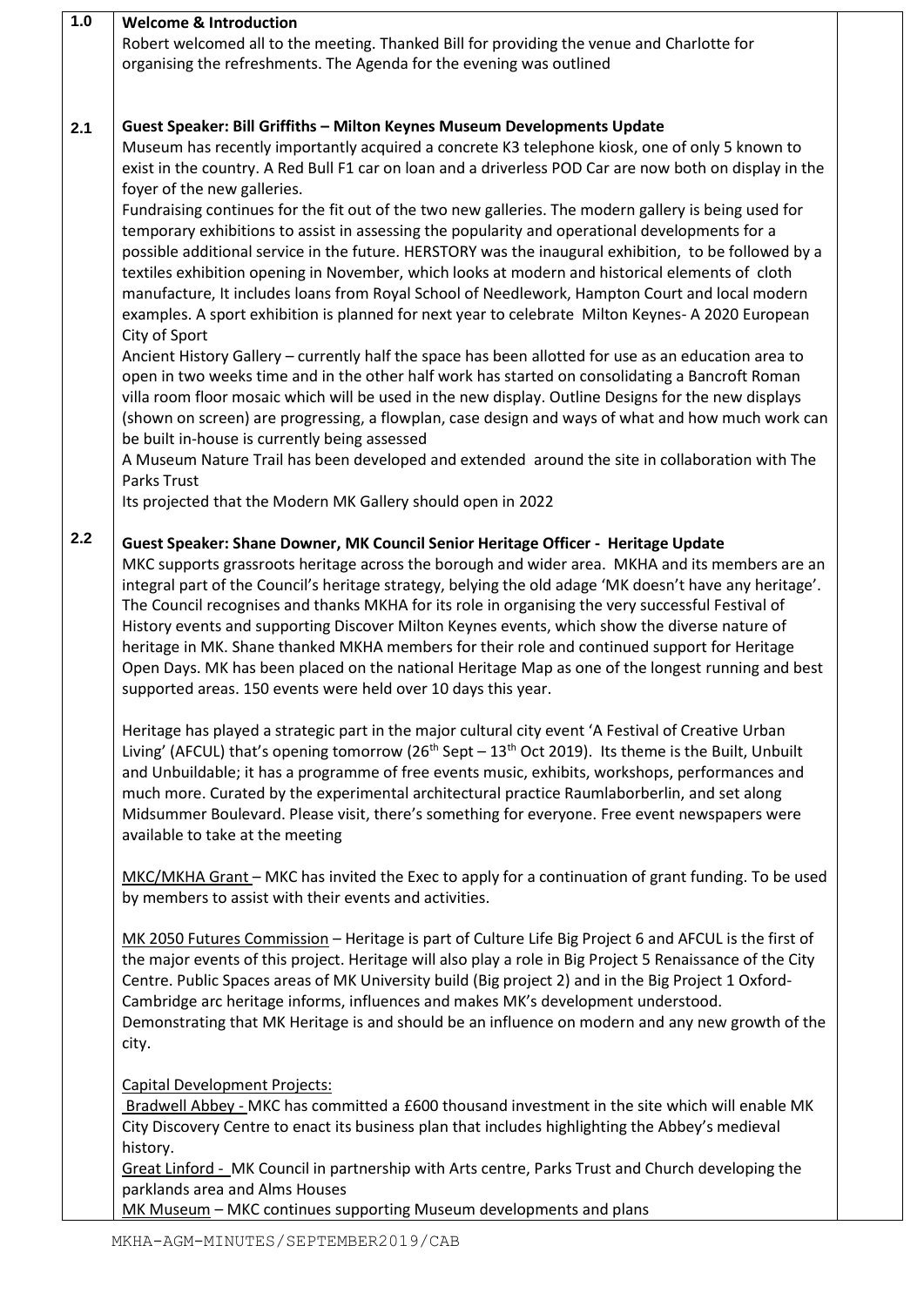**1.0 Welcome & Introduction**

Robert welcomed all to the meeting. Thanked Bill for providing the venue and Charlotte for organising the refreshments. The Agenda for the evening was outlined

**2.1 Guest Speaker: Bill Griffiths – Milton Keynes Museum Developments Update**

Museum has recently importantly acquired a concrete K3 telephone kiosk, one of only 5 known to exist in the country. A Red Bull F1 car on loan and a driverless POD Car are now both on display in the foyer of the new galleries.

Fundraising continues for the fit out of the two new galleries. The modern gallery is being used for temporary exhibitions to assist in assessing the popularity and operational developments for a possible additional service in the future. HERSTORY was the inaugural exhibition, to be followed by a textiles exhibition opening in November, which looks at modern and historical elements of cloth manufacture, It includes loans from Royal School of Needlework, Hampton Court and local modern examples. A sport exhibition is planned for next year to celebrate Milton Keynes- A 2020 European City of Sport

Ancient History Gallery – currently half the space has been allotted for use as an education area to open in two weeks time and in the other half work has started on consolidating a Bancroft Roman villa room floor mosaic which will be used in the new display. Outline Designs for the new displays (shown on screen) are progressing, a flowplan, case design and ways of what and how much work can be built in-house is currently being assessed

A Museum Nature Trail has been developed and extended around the site in collaboration with The Parks Trust

Its projected that the Modern MK Gallery should open in 2022

**2.2 Guest Speaker: Shane Downer, MK Council Senior Heritage Officer - Heritage Update**

MKC supports grassroots heritage across the borough and wider area. MKHA and its members are an integral part of the Council's heritage strategy, belying the old adage 'MK doesn't have any heritage'. The Council recognises and thanks MKHA for its role in organising the very successful Festival of History events and supporting Discover Milton Keynes events, which show the diverse nature of heritage in MK. Shane thanked MKHA members for their role and continued support for Heritage Open Days. MK has been placed on the national Heritage Map as one of the longest running and best supported areas. 150 events were held over 10 days this year.

Heritage has played a strategic part in the major cultural city event 'A Festival of Creative Urban Living' (AFCUL) that's opening tomorrow (26th Sept – 13th Oct 2019). Its theme is the Built, Unbuilt and Unbuildable; it has a programme of free events music, exhibits, workshops, performances and much more. Curated by the experimental architectural practice Raumlaborberlin, and set along Midsummer Boulevard. Please visit, there's something for everyone. Free event newspapers were available to take at the meeting

MKC/MKHA Grant – MKC has invited the Exec to apply for a continuation of grant funding. To be used by members to assist with their events and activities.

MK 2050 Futures Commission – Heritage is part of Culture Life Big Project 6 and AFCUL is the first of the major events of this project. Heritage will also play a role in Big Project 5 Renaissance of the City Centre. Public Spaces areas of MK University build (Big project 2) and in the Big Project 1 Oxford-Cambridge arc heritage informs, influences and makes MK's development understood. Demonstrating that MK Heritage is and should be an influence on modern and any new growth of the city.

Capital Development Projects:

Bradwell Abbey - MKC has committed a £600 thousand investment in the site which will enable MK City Discovery Centre to enact its business plan that includes highlighting the Abbey's medieval history.

Great Linford - MK Council in partnership with Arts centre, Parks Trust and Church developing the parklands area and Alms Houses

MK Museum – MKC continues supporting Museum developments and plans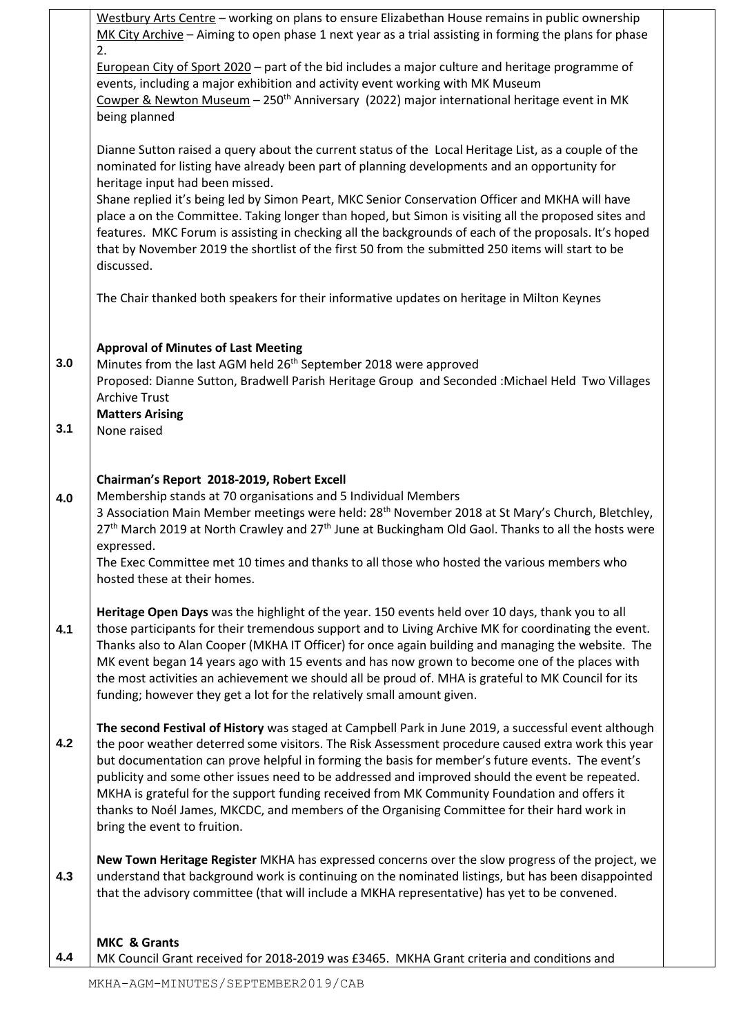Westbury Arts Centre – working on plans to ensure Elizabethan House remains in public ownership
MK City Archive – Aiming to open phase 1 next year as a trial assisting in forming the plans for phase 2.
European City of Sport 2020 – part of the bid includes a major culture and heritage programme of events, including a major exhibition and activity event working with MK Museum
Cowper & Newton Museum – 250th Anniversary (2022) major international heritage event in MK being planned

Dianne Sutton raised a query about the current status of the Local Heritage List, as a couple of the nominated for listing have already been part of planning developments and an opportunity for heritage input had been missed.
Shane replied it's being led by Simon Peart, MKC Senior Conservation Officer and MKHA will have place a on the Committee. Taking longer than hoped, but Simon is visiting all the proposed sites and features. MKC Forum is assisting in checking all the backgrounds of each of the proposals. It's hoped that by November 2019 the shortlist of the first 50 from the submitted 250 items will start to be discussed.

The Chair thanked both speakers for their informative updates on heritage in Milton Keynes

**3.0 Approval of Minutes of Last Meeting**

Minutes from the last AGM held 26th September 2018 were approved
Proposed: Dianne Sutton, Bradwell Parish Heritage Group and Seconded :Michael Held Two Villages Archive Trust

**3.1 Matters Arising**

None raised

**4.0 Chairman's Report 2018-2019, Robert Excell**

Membership stands at 70 organisations and 5 Individual Members
3 Association Main Member meetings were held: 28th November 2018 at St Mary's Church, Bletchley, 27th March 2019 at North Crawley and 27th June at Buckingham Old Gaol. Thanks to all the hosts were expressed.
The Exec Committee met 10 times and thanks to all those who hosted the various members who hosted these at their homes.

**4.1** **Heritage Open Days** was the highlight of the year. 150 events held over 10 days, thank you to all those participants for their tremendous support and to Living Archive MK for coordinating the event. Thanks also to Alan Cooper (MKHA IT Officer) for once again building and managing the website. The MK event began 14 years ago with 15 events and has now grown to become one of the places with the most activities an achievement we should all be proud of. MHA is grateful to MK Council for its funding; however they get a lot for the relatively small amount given.

**4.2** **The second Festival of History** was staged at Campbell Park in June 2019, a successful event although the poor weather deterred some visitors. The Risk Assessment procedure caused extra work this year but documentation can prove helpful in forming the basis for member's future events. The event's publicity and some other issues need to be addressed and improved should the event be repeated. MKHA is grateful for the support funding received from MK Community Foundation and offers it thanks to Noél James, MKCDC, and members of the Organising Committee for their hard work in bring the event to fruition.

**4.3** **New Town Heritage Register** MKHA has expressed concerns over the slow progress of the project, we understand that background work is continuing on the nominated listings, but has been disappointed that the advisory committee (that will include a MKHA representative) has yet to be convened.

**4.4 MKC & Grants**

MK Council Grant received for 2018-2019 was £3465. MKHA Grant criteria and conditions and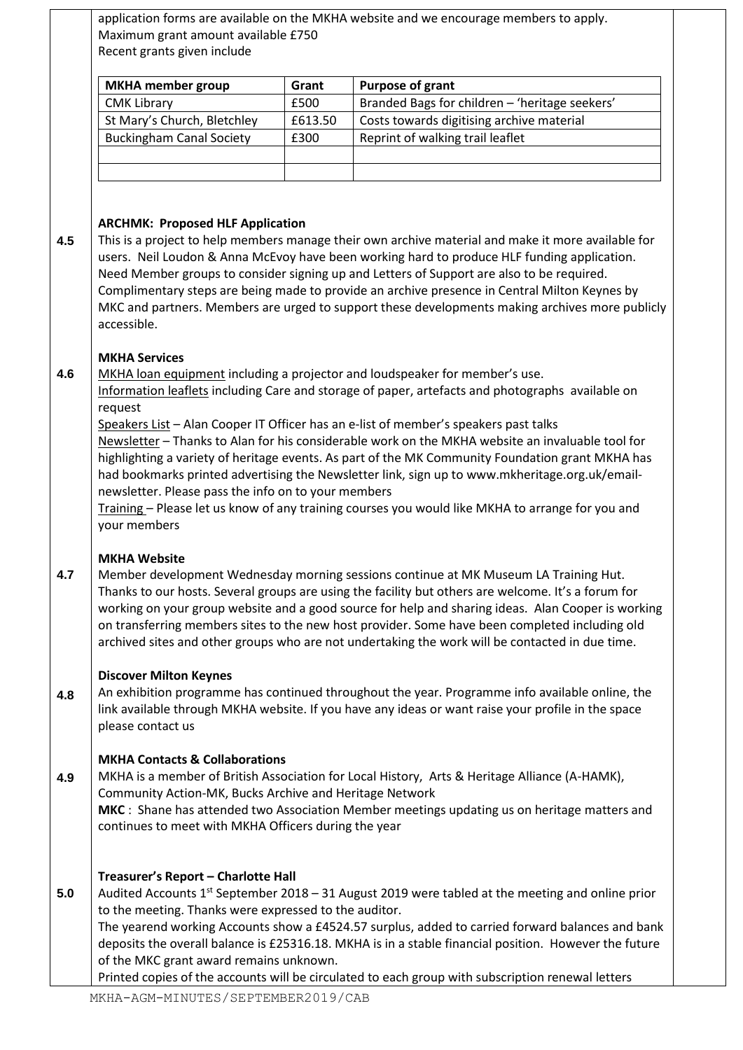application forms are available on the MKHA website and we encourage members to apply.
Maximum grant amount available £750
Recent grants given include

| MKHA member group | Grant | Purpose of grant |
|---|---|---|
| CMK Library | £500 | Branded Bags for children – 'heritage seekers' |
| St Mary's Church, Bletchley | £613.50 | Costs towards digitising archive material |
| Buckingham Canal Society | £300 | Reprint of walking trail leaflet |
| | | |
| | | |

**4.5** **ARCHMK: Proposed HLF Application**

This is a project to help members manage their own archive material and make it more available for users. Neil Loudon & Anna McEvoy have been working hard to produce HLF funding application. Need Member groups to consider signing up and Letters of Support are also to be required. Complimentary steps are being made to provide an archive presence in Central Milton Keynes by MKC and partners. Members are urged to support these developments making archives more publicly accessible.

**4.6** **MKHA Services**

MKHA loan equipment including a projector and loudspeaker for member's use.
Information leaflets including Care and storage of paper, artefacts and photographs available on request
Speakers List – Alan Cooper IT Officer has an e-list of member's speakers past talks
Newsletter – Thanks to Alan for his considerable work on the MKHA website an invaluable tool for highlighting a variety of heritage events. As part of the MK Community Foundation grant MKHA has had bookmarks printed advertising the Newsletter link, sign up to www.mkheritage.org.uk/email-newsletter. Please pass the info on to your members
Training – Please let us know of any training courses you would like MKHA to arrange for you and your members

**4.7** **MKHA Website**

Member development Wednesday morning sessions continue at MK Museum LA Training Hut. Thanks to our hosts. Several groups are using the facility but others are welcome. It's a forum for working on your group website and a good source for help and sharing ideas. Alan Cooper is working on transferring members sites to the new host provider. Some have been completed including old archived sites and other groups who are not undertaking the work will be contacted in due time.

**4.8** **Discover Milton Keynes**

An exhibition programme has continued throughout the year. Programme info available online, the link available through MKHA website. If you have any ideas or want raise your profile in the space please contact us

**4.9** **MKHA Contacts & Collaborations**

MKHA is a member of British Association for Local History, Arts & Heritage Alliance (A-HAMK), Community Action-MK, Bucks Archive and Heritage Network
**MKC** : Shane has attended two Association Member meetings updating us on heritage matters and continues to meet with MKHA Officers during the year

**5.0** **Treasurer's Report – Charlotte Hall**

Audited Accounts 1st September 2018 – 31 August 2019 were tabled at the meeting and online prior to the meeting. Thanks were expressed to the auditor.
The yearend working Accounts show a £4524.57 surplus, added to carried forward balances and bank deposits the overall balance is £25316.18. MKHA is in a stable financial position. However the future of the MKC grant award remains unknown.
Printed copies of the accounts will be circulated to each group with subscription renewal letters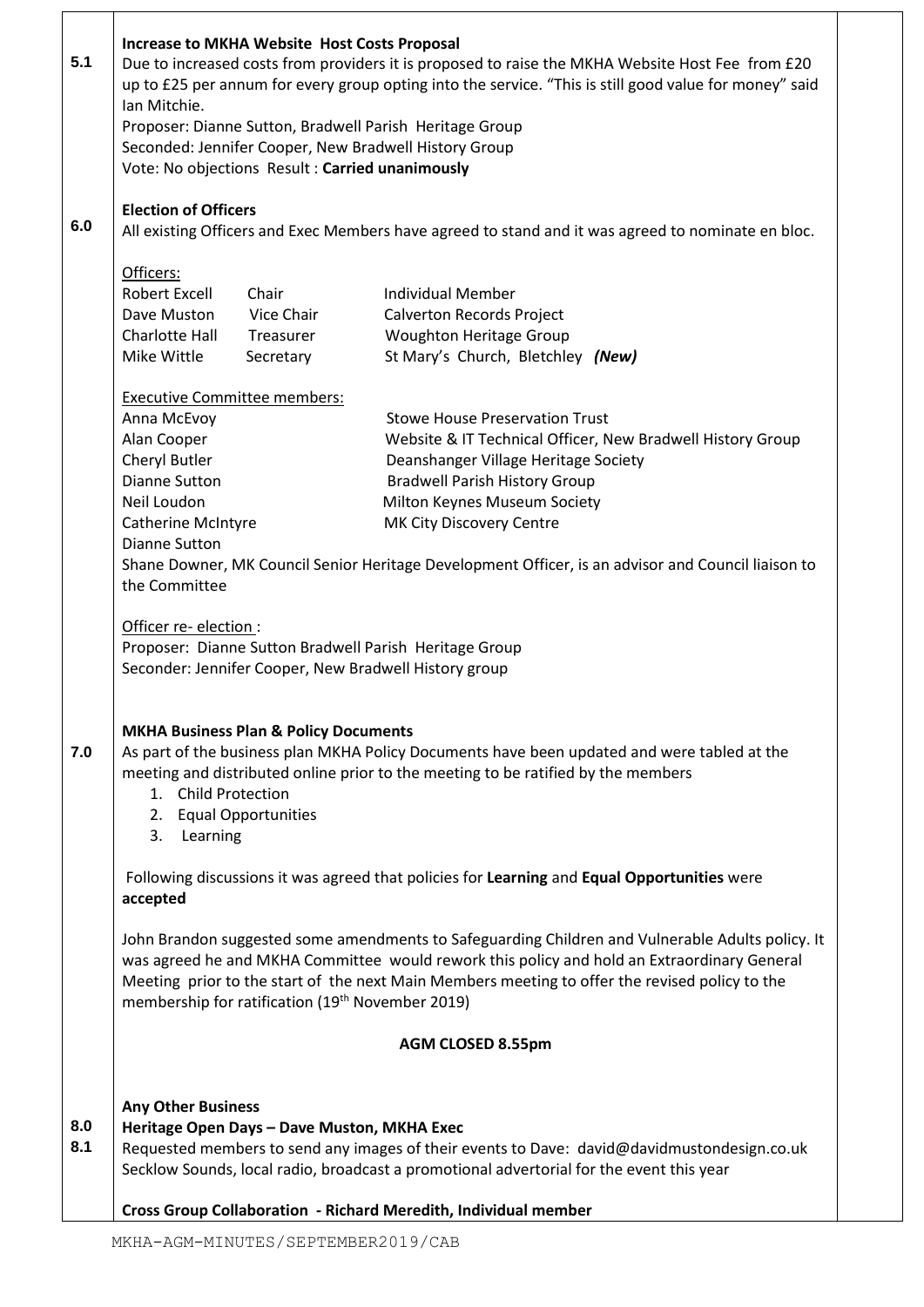**5.1 Increase to MKHA Website Host Costs Proposal**

Due to increased costs from providers it is proposed to raise the MKHA Website Host Fee from £20 up to £25 per annum for every group opting into the service. "This is still good value for money" said Ian Mitchie.

Proposer: Dianne Sutton, Bradwell Parish Heritage Group
Seconded: Jennifer Cooper, New Bradwell History Group
Vote: No objections Result : **Carried unanimously**

**6.0 Election of Officers**

All existing Officers and Exec Members have agreed to stand and it was agreed to nominate en bloc.

Officers:

| | | |
|---|---|---|
| Robert Excell | Chair | Individual Member |
| Dave Muston | Vice Chair | Calverton Records Project |
| Charlotte Hall | Treasurer | Woughton Heritage Group |
| Mike Wittle | Secretary | St Mary's Church, Bletchley ***(New)*** |

Executive Committee members:

| | |
|---|---|
| Anna McEvoy | Stowe House Preservation Trust |
| Alan Cooper | Website & IT Technical Officer, New Bradwell History Group |
| Cheryl Butler | Deanshanger Village Heritage Society |
| Dianne Sutton | Bradwell Parish History Group |
| Neil Loudon | Milton Keynes Museum Society |
| Catherine McIntyre | MK City Discovery Centre |
| Dianne Sutton | |

Shane Downer, MK Council Senior Heritage Development Officer, is an advisor and Council liaison to the Committee

Officer re- election :
Proposer: Dianne Sutton Bradwell Parish Heritage Group
Seconder: Jennifer Cooper, New Bradwell History group

**7.0 MKHA Business Plan & Policy Documents**

As part of the business plan MKHA Policy Documents have been updated and were tabled at the meeting and distributed online prior to the meeting to be ratified by the members

1. Child Protection
2. Equal Opportunities
3. Learning

Following discussions it was agreed that policies for **Learning** and **Equal Opportunities** were **accepted**

John Brandon suggested some amendments to Safeguarding Children and Vulnerable Adults policy. It was agreed he and MKHA Committee would rework this policy and hold an Extraordinary General Meeting prior to the start of the next Main Members meeting to offer the revised policy to the membership for ratification (19th November 2019)

**AGM CLOSED 8.55pm**

**8.0 Any Other Business**

**8.1 Heritage Open Days – Dave Muston, MKHA Exec**

Requested members to send any images of their events to Dave: david@davidmustondesign.co.uk
Secklow Sounds, local radio, broadcast a promotional advertorial for the event this year

**Cross Group Collaboration - Richard Meredith, Individual member**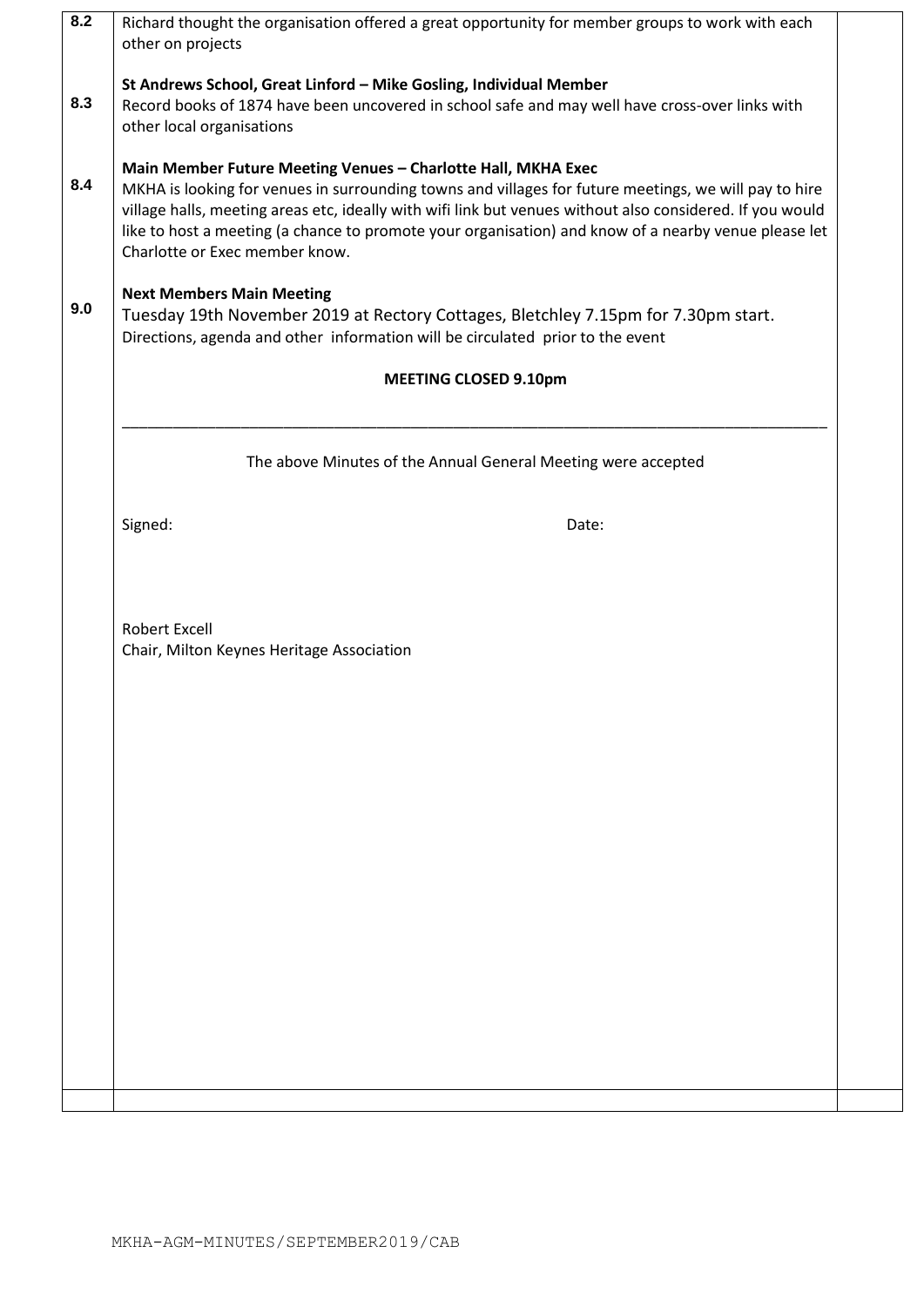**8.2** Richard thought the organisation offered a great opportunity for member groups to work with each other on projects

**8.3** **St Andrews School, Great Linford – Mike Gosling, Individual Member**

Record books of 1874 have been uncovered in school safe and may well have cross-over links with other local organisations

**8.4** **Main Member Future Meeting Venues – Charlotte Hall, MKHA Exec**

MKHA is looking for venues in surrounding towns and villages for future meetings, we will pay to hire village halls, meeting areas etc, ideally with wifi link but venues without also considered. If you would like to host a meeting (a chance to promote your organisation) and know of a nearby venue please let Charlotte or Exec member know.

**9.0** **Next Members Main Meeting**

Tuesday 19th November 2019 at Rectory Cottages, Bletchley 7.15pm for 7.30pm start.
Directions, agenda and other information will be circulated prior to the event

**MEETING CLOSED 9.10pm**

---

The above Minutes of the Annual General Meeting were accepted

Signed: Date:

Robert Excell
Chair, Milton Keynes Heritage Association

MKHA-AGM-MINUTES/SEPTEMBER2019/CAB